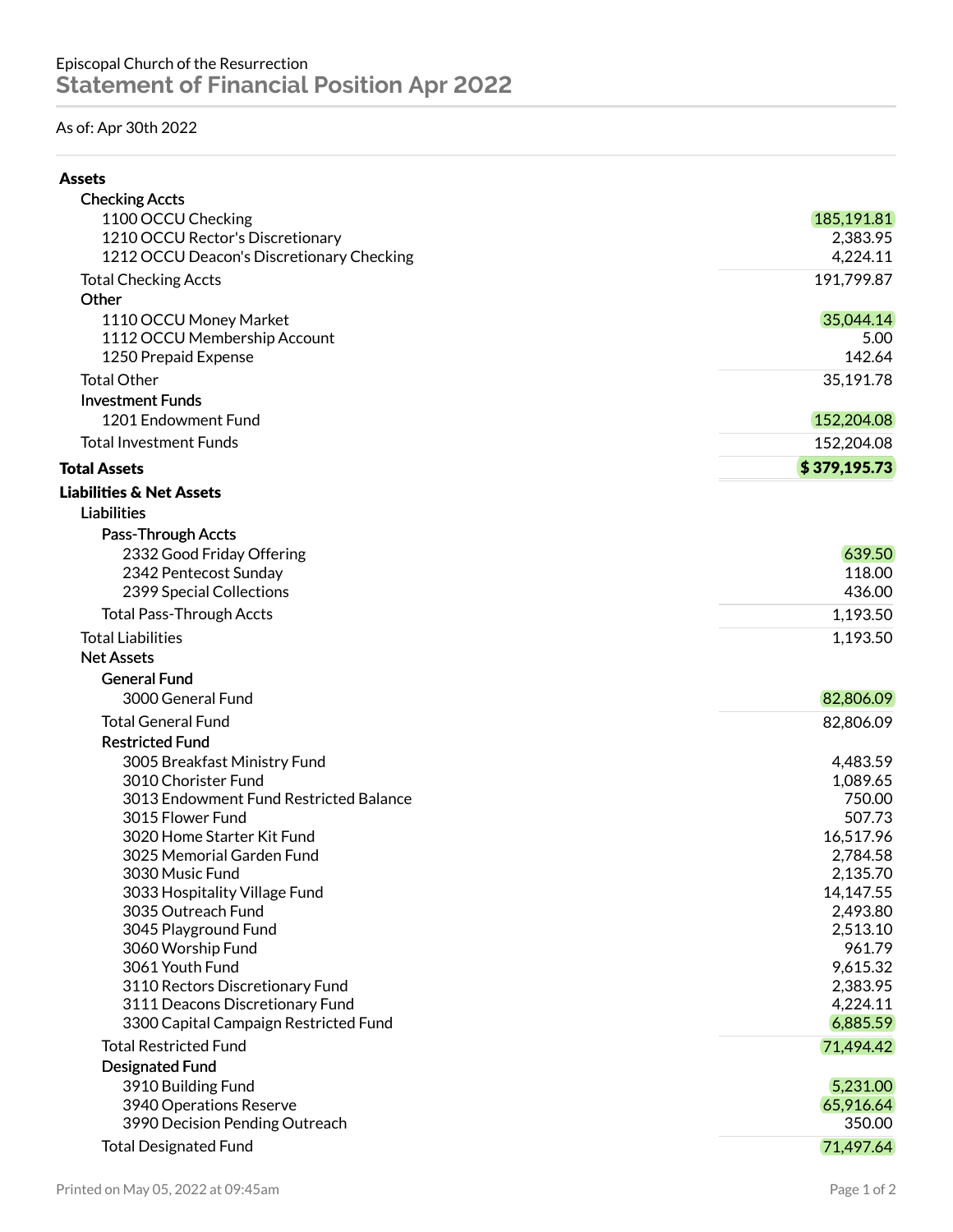Episcopal Church of the Resurrection

# Statement of Financial Position Apr 2022

As of: Apr 30th 2022

| | |
|---|---|
| **Assets** | |
| **Checking Accts** | |
| 1100 OCCU Checking | 185,191.81 |
| 1210 OCCU Rector's Discretionary | 2,383.95 |
| 1212 OCCU Deacon's Discretionary Checking | 4,224.11 |
| Total Checking Accts | 191,799.87 |
| **Other** | |
| 1110 OCCU Money Market | 35,044.14 |
| 1112 OCCU Membership Account | 5.00 |
| 1250 Prepaid Expense | 142.64 |
| Total Other | 35,191.78 |
| **Investment Funds** | |
| 1201 Endowment Fund | 152,204.08 |
| Total Investment Funds | 152,204.08 |
| **Total Assets** | **$ 379,195.73** |
| **Liabilities & Net Assets** | |
| **Liabilities** | |
| **Pass-Through Accts** | |
| 2332 Good Friday Offering | 639.50 |
| 2342 Pentecost Sunday | 118.00 |
| 2399 Special Collections | 436.00 |
| Total Pass-Through Accts | 1,193.50 |
| Total Liabilities | 1,193.50 |
| **Net Assets** | |
| **General Fund** | |
| 3000 General Fund | 82,806.09 |
| Total General Fund | 82,806.09 |
| **Restricted Fund** | |
| 3005 Breakfast Ministry Fund | 4,483.59 |
| 3010 Chorister Fund | 1,089.65 |
| 3013 Endowment Fund Restricted Balance | 750.00 |
| 3015 Flower Fund | 507.73 |
| 3020 Home Starter Kit Fund | 16,517.96 |
| 3025 Memorial Garden Fund | 2,784.58 |
| 3030 Music Fund | 2,135.70 |
| 3033 Hospitality Village Fund | 14,147.55 |
| 3035 Outreach Fund | 2,493.80 |
| 3045 Playground Fund | 2,513.10 |
| 3060 Worship Fund | 961.79 |
| 3061 Youth Fund | 9,615.32 |
| 3110 Rectors Discretionary Fund | 2,383.95 |
| 3111 Deacons Discretionary Fund | 4,224.11 |
| 3300 Capital Campaign Restricted Fund | 6,885.59 |
| Total Restricted Fund | 71,494.42 |
| **Designated Fund** | |
| 3910 Building Fund | 5,231.00 |
| 3940 Operations Reserve | 65,916.64 |
| 3990 Decision Pending Outreach | 350.00 |
| Total Designated Fund | 71,497.64 |

Printed on May 05, 2022 at 09:45am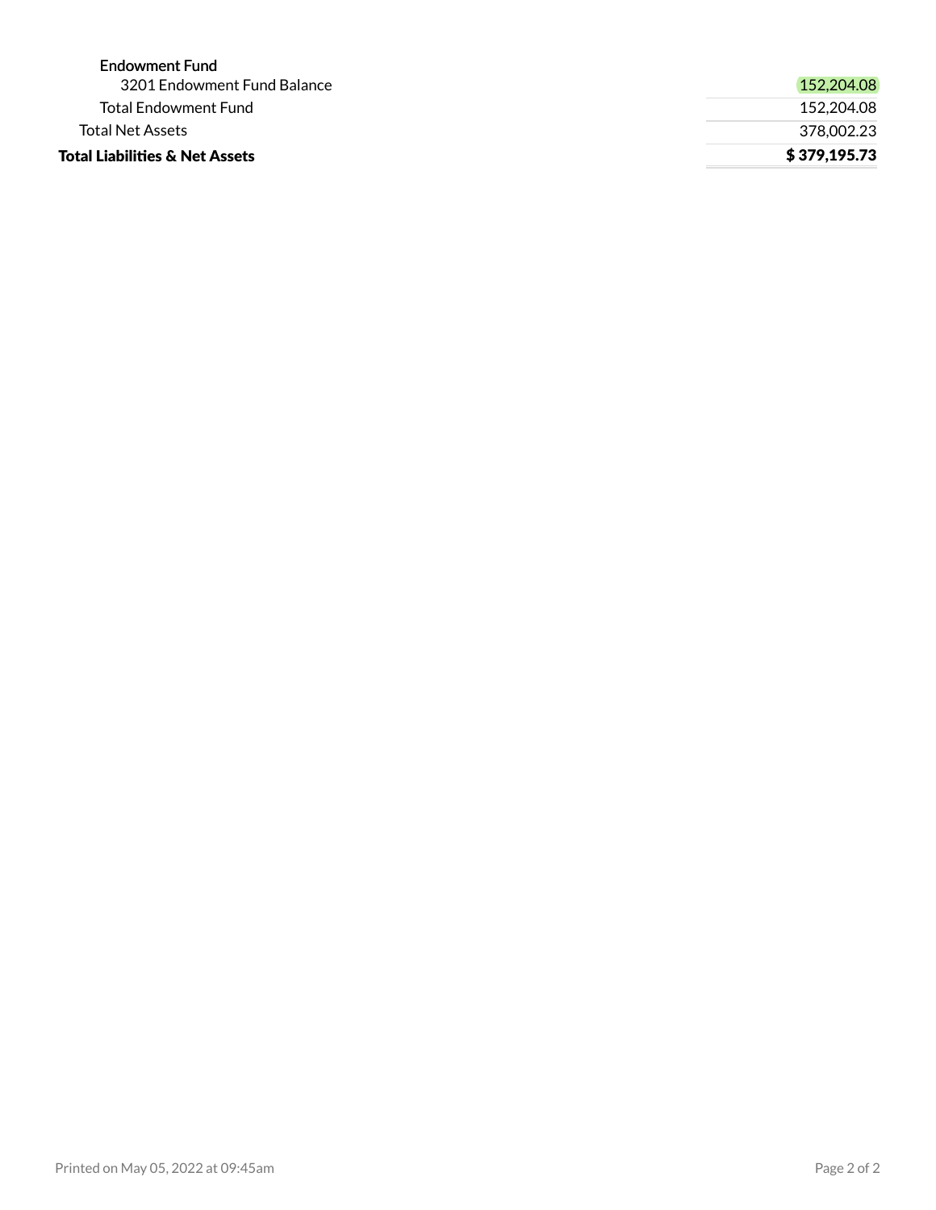| | |
|---|---|
| Endowment Fund | |
| 3201 Endowment Fund Balance | 152,204.08 |
| Total Endowment Fund | 152,204.08 |
| Total Net Assets | 378,002.23 |
| **Total Liabilities & Net Assets** | **$ 379,195.73** |

Printed on May 05, 2022 at 09:45am